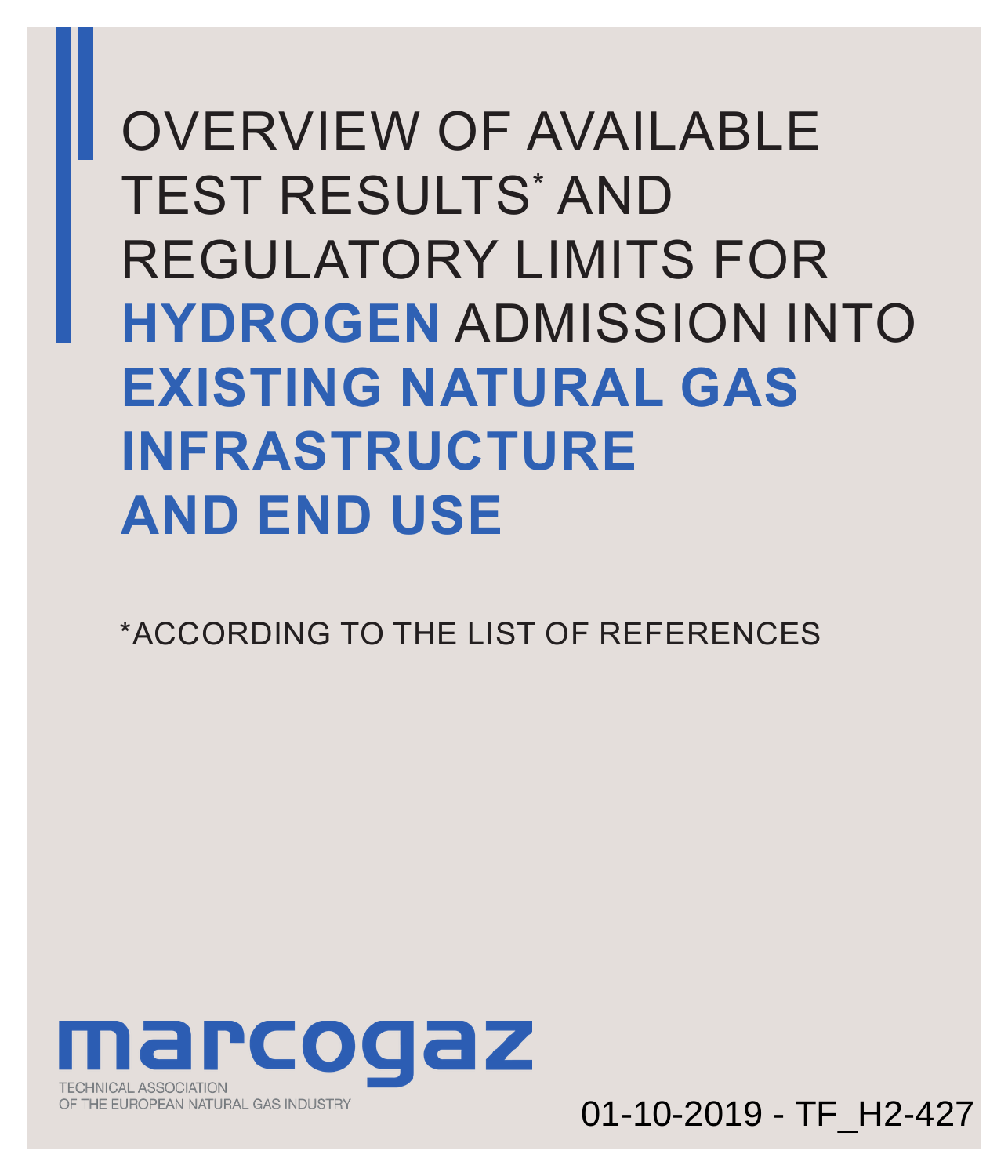# OVERVIEW OF AVAILABLE TEST RESULTS* AND REGULATORY LIMITS FOR **HYDROGEN** ADMISSION INTO **EXISTING NATURAL GAS INFRASTRUCTURE AND END USE**

*ACCORDING TO THE LIST OF REFERENCES

**marcogaz**

TECHNICAL ASSOCIATION OF THE EUROPEAN NATURAL GAS INDUSTRY

01-10-2019 - TF_H2-427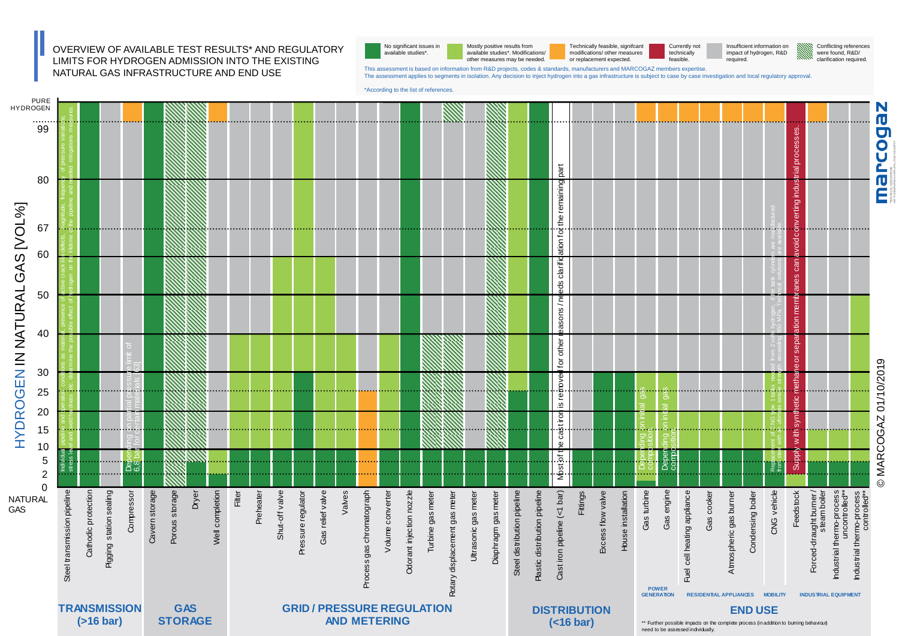# OVERVIEW OF AVAILABLE TEST RESULTS* AND REGULATORY LIMITS FOR HYDROGEN ADMISSION INTO THE EXISTING NATURAL GAS INFRASTRUCTURE AND END USE

**Legend:**

- No significant issues in available studies*.
- Mostly positive results from available studies*. Modifications/ other measures may be needed.
- Technically feasible, signifcant modifications/ other measures or replacement expected.
- Currently not technically feasible.
- Insufficient information on impact of hydrogen, R&D required.
- Conflicting references were found, R&D/ clarification required.

This assessment is based on information from R&D projects, codes & standards, manufacturers and MARCOGAZ members expertise.
The assessment applies to segments in isolation. Any decision to inject hydrogen into a gas infrastructure is subject to case by case investigation and local regulatory approval.

*According to the list of references.

HYDROGEN IN NATURAL GAS [VOL%] (scale: NATURAL GAS 0, 2, 5, 10, 15, 20, 25, 30, 40, 50, 60, 67, 80, 99, PURE HYDROGEN)

**TRANSMISSION (>16 bar):** Steel transmission pipeline; Cathodic protection; Pigging station sealing; Compressor

**GAS STORAGE:** Cavern storage; Porous storage; Dryer; Well completion

**GRID / PRESSURE REGULATION AND METERING:** Filter; Preheater; Shut-off valve; Pressure regulator; Gas relief valve; Valves; Process gas chromatograph; Volume converter; Odorant injection nozzle; Turbine gas meter; Rotary displacement gas meter; Ultrasonic gas meter; Diaphragm gas meter

**DISTRIBUTION (<16 bar):** Steel distribution pipeline; Plastic distribution pipeline; Cast iron pipeline (<1 bar); Fittings; Excess flow valve; House installation

**END USE:**
- POWER GENERATION: Gas turbine; Gas engine
- RESIDENTIAL APPLIANCES: Fuel cell heating appliance; Gas cooker; Atmospheric gas burner; Condensing boiler
- MOBILITY: CNG vehicle
- INDUSTRIAL EQUIPMENT: Feedstock; Forced-draught burner / steam boiler; Industrial thermo-process uncontrolled**; Industrial thermo-process controlled**

Notes within chart:
- Steel transmission pipeline: Individual pipeline and operation conditions as material, presence of active crack like defects, magnitude, frequency of pressure variations, stress level and weld hardness etc. determine the possible effect of hydrogen on the lifetime of the pipeline and needed mitigations measures.
- Compressor: Depending on partial pressure limit of 6.8 bar for certain materials [63]
- Cast iron pipeline: Most of the cast iron is removed for other reasons / needs clarification for the remaining part
- Gas turbine: Depending on inital gas composition.
- Gas engine: Depending on inital gas composition.
- CNG vehicle: Replacement of CNG type 1 tanks needed from 2 vol% hydrogen. Tank cylinders are manufactured from steel with an ultimate tensile strength exceeding 950 MPa. Technical solutions are available.
- Feedstock: Supply with synthetic methane or separation membranes can avoid converting industrial processes.

** Further possible impacts on the complete process (in addition to burning behaviour) need to be assessed individually.

© MARCOGAZ 01/10/2019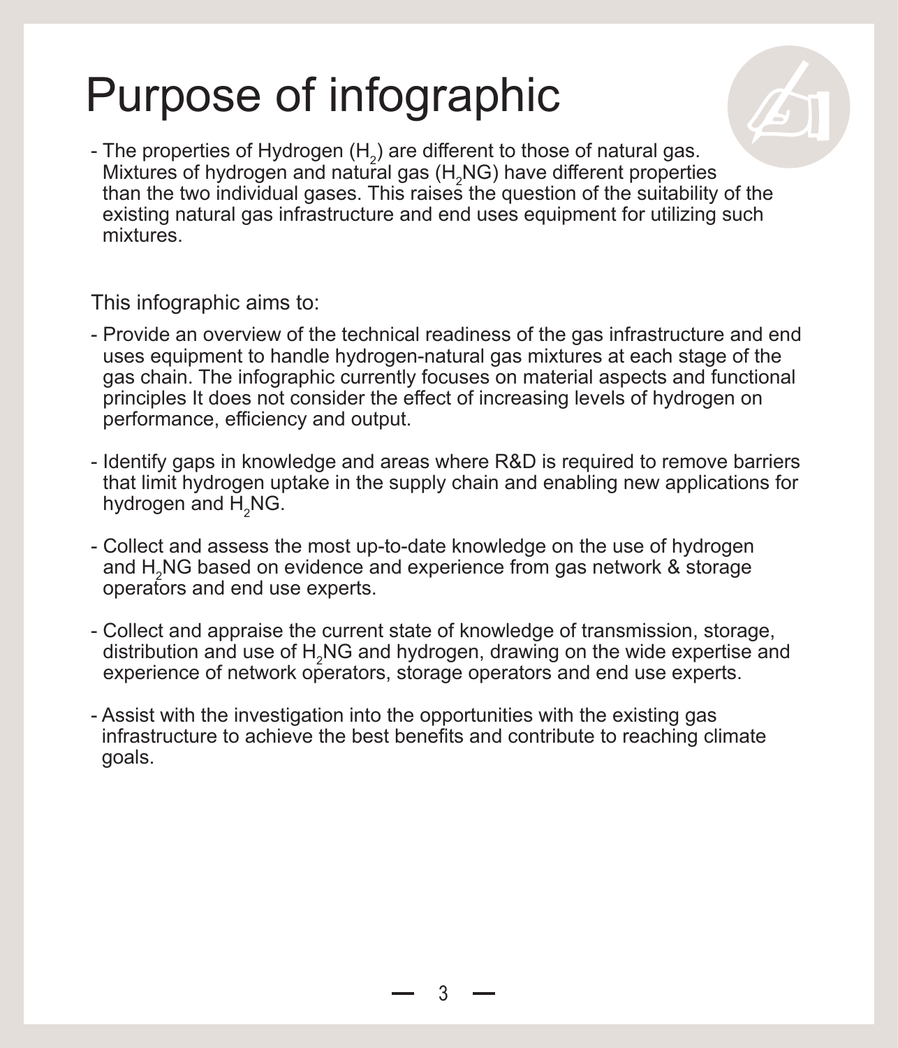# Purpose of infographic

- The properties of Hydrogen ($H_2$) are different to those of natural gas. Mixtures of hydrogen and natural gas ($H_2$NG) have different properties than the two individual gases. This raises the question of the suitability of the existing natural gas infrastructure and end uses equipment for utilizing such mixtures.

This infographic aims to:

- Provide an overview of the technical readiness of the gas infrastructure and end uses equipment to handle hydrogen-natural gas mixtures at each stage of the gas chain. The infographic currently focuses on material aspects and functional principles It does not consider the effect of increasing levels of hydrogen on performance, efficiency and output.

- Identify gaps in knowledge and areas where R&D is required to remove barriers that limit hydrogen uptake in the supply chain and enabling new applications for hydrogen and $H_2$NG.

- Collect and assess the most up-to-date knowledge on the use of hydrogen and $H_2$NG based on evidence and experience from gas network & storage operators and end use experts.

- Collect and appraise the current state of knowledge of transmission, storage, distribution and use of $H_2$NG and hydrogen, drawing on the wide expertise and experience of network operators, storage operators and end use experts.

- Assist with the investigation into the opportunities with the existing gas infrastructure to achieve the best benefits and contribute to reaching climate goals.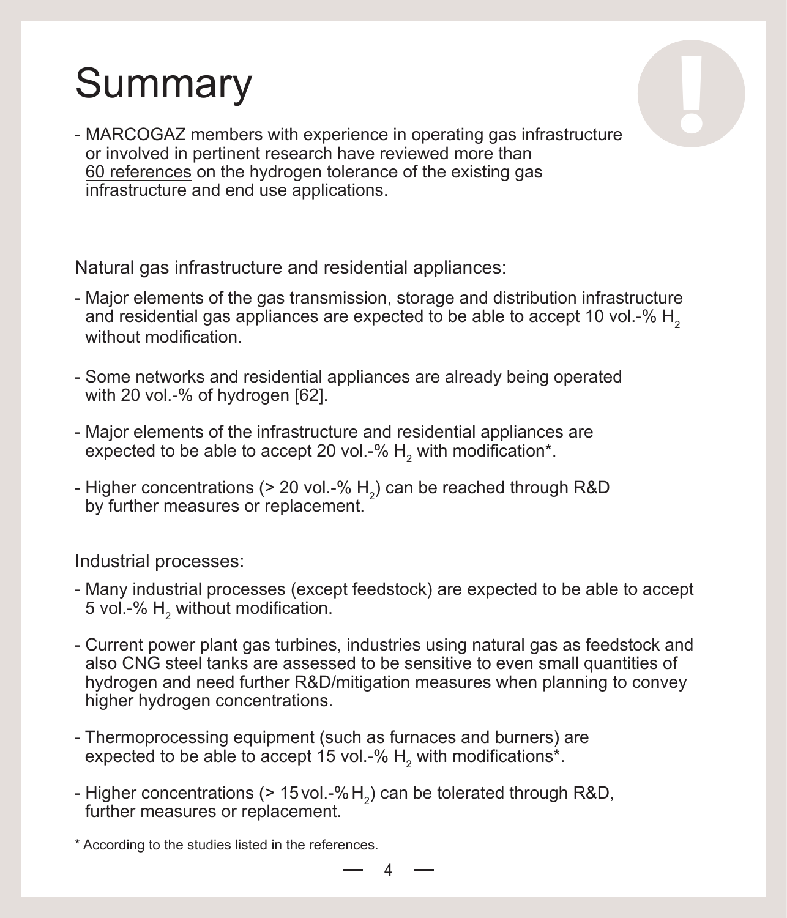# Summary

- MARCOGAZ members with experience in operating gas infrastructure or involved in pertinent research have reviewed more than 60 references on the hydrogen tolerance of the existing gas infrastructure and end use applications.

Natural gas infrastructure and residential appliances:

- Major elements of the gas transmission, storage and distribution infrastructure and residential gas appliances are expected to be able to accept 10 vol.-% $H_2$ without modification.
- Some networks and residential appliances are already being operated with 20 vol.-% of hydrogen [62].
- Major elements of the infrastructure and residential appliances are expected to be able to accept 20 vol.-% $H_2$ with modification*.
- Higher concentrations (> 20 vol.-% $H_2$) can be reached through R&D by further measures or replacement.

Industrial processes:

- Many industrial processes (except feedstock) are expected to be able to accept 5 vol.-% $H_2$ without modification.
- Current power plant gas turbines, industries using natural gas as feedstock and also CNG steel tanks are assessed to be sensitive to even small quantities of hydrogen and need further R&D/mitigation measures when planning to convey higher hydrogen concentrations.
- Thermoprocessing equipment (such as furnaces and burners) are expected to be able to accept 15 vol.-% $H_2$ with modifications*.
- Higher concentrations (> 15 vol.-% $H_2$) can be tolerated through R&D, further measures or replacement.

\* According to the studies listed in the references.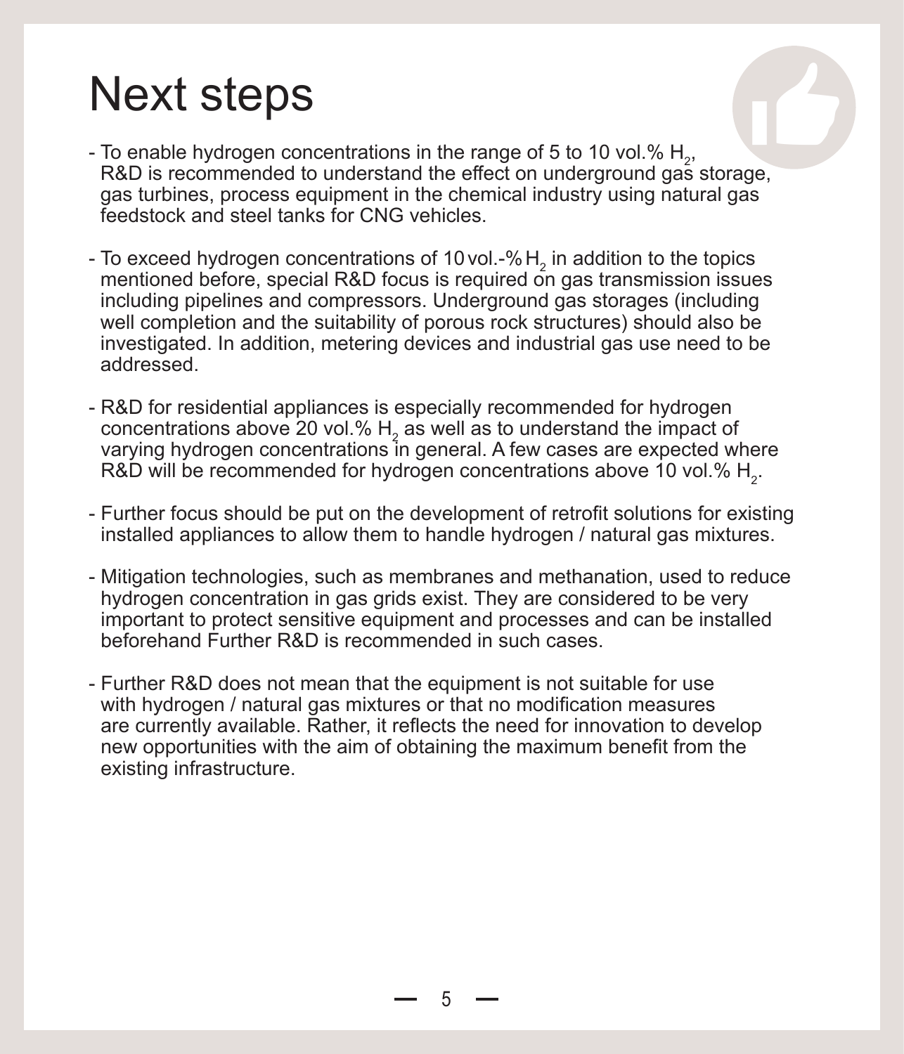# Next steps

- To enable hydrogen concentrations in the range of 5 to 10 vol.% $H_2$, R&D is recommended to understand the effect on underground gas storage, gas turbines, process equipment in the chemical industry using natural gas feedstock and steel tanks for CNG vehicles.

- To exceed hydrogen concentrations of 10 vol.-% $H_2$ in addition to the topics mentioned before, special R&D focus is required on gas transmission issues including pipelines and compressors. Underground gas storages (including well completion and the suitability of porous rock structures) should also be investigated. In addition, metering devices and industrial gas use need to be addressed.

- R&D for residential appliances is especially recommended for hydrogen concentrations above 20 vol.% $H_2$ as well as to understand the impact of varying hydrogen concentrations in general. A few cases are expected where R&D will be recommended for hydrogen concentrations above 10 vol.% $H_2$.

- Further focus should be put on the development of retrofit solutions for existing installed appliances to allow them to handle hydrogen / natural gas mixtures.

- Mitigation technologies, such as membranes and methanation, used to reduce hydrogen concentration in gas grids exist. They are considered to be very important to protect sensitive equipment and processes and can be installed beforehand Further R&D is recommended in such cases.

- Further R&D does not mean that the equipment is not suitable for use with hydrogen / natural gas mixtures or that no modification measures are currently available. Rather, it reflects the need for innovation to develop new opportunities with the aim of obtaining the maximum benefit from the existing infrastructure.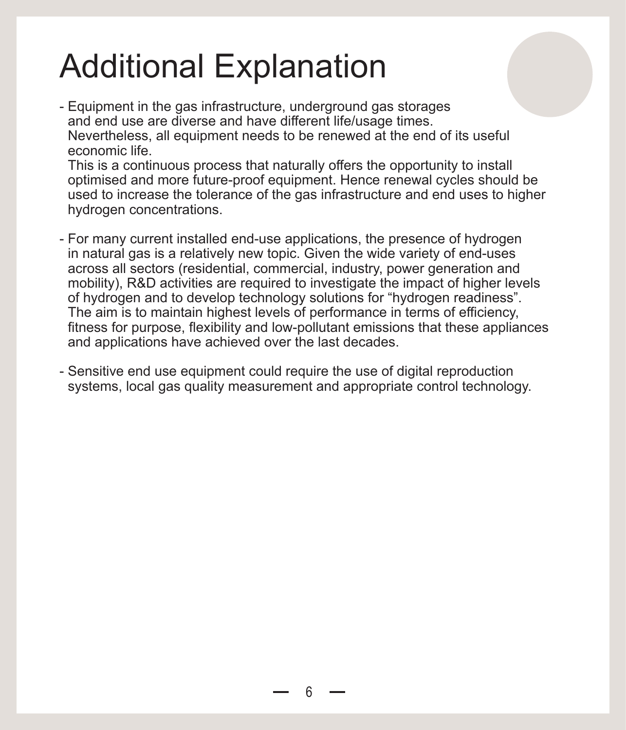# Additional Explanation

- Equipment in the gas infrastructure, underground gas storages and end use are diverse and have different life/usage times. Nevertheless, all equipment needs to be renewed at the end of its useful economic life.
  This is a continuous process that naturally offers the opportunity to install optimised and more future-proof equipment. Hence renewal cycles should be used to increase the tolerance of the gas infrastructure and end uses to higher hydrogen concentrations.

- For many current installed end-use applications, the presence of hydrogen in natural gas is a relatively new topic. Given the wide variety of end-uses across all sectors (residential, commercial, industry, power generation and mobility), R&D activities are required to investigate the impact of higher levels of hydrogen and to develop technology solutions for "hydrogen readiness". The aim is to maintain highest levels of performance in terms of efficiency, fitness for purpose, flexibility and low-pollutant emissions that these appliances and applications have achieved over the last decades.

- Sensitive end use equipment could require the use of digital reproduction systems, local gas quality measurement and appropriate control technology.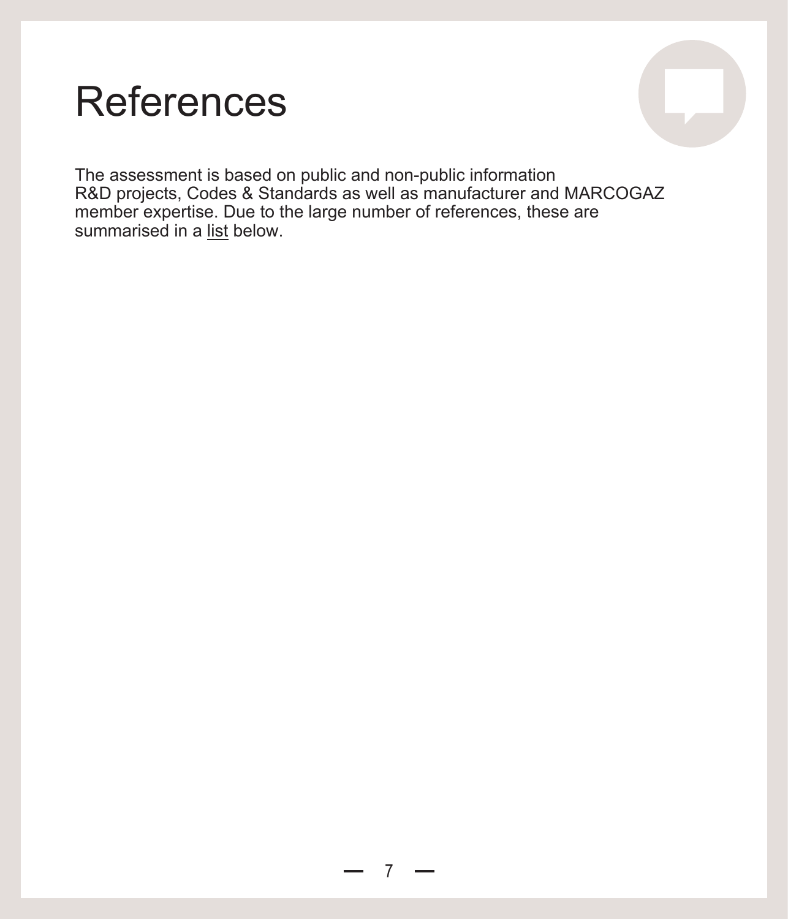# References

The assessment is based on public and non-public information
R&D projects, Codes & Standards as well as manufacturer and MARCOGAZ member expertise. Due to the large number of references, these are summarised in a list below.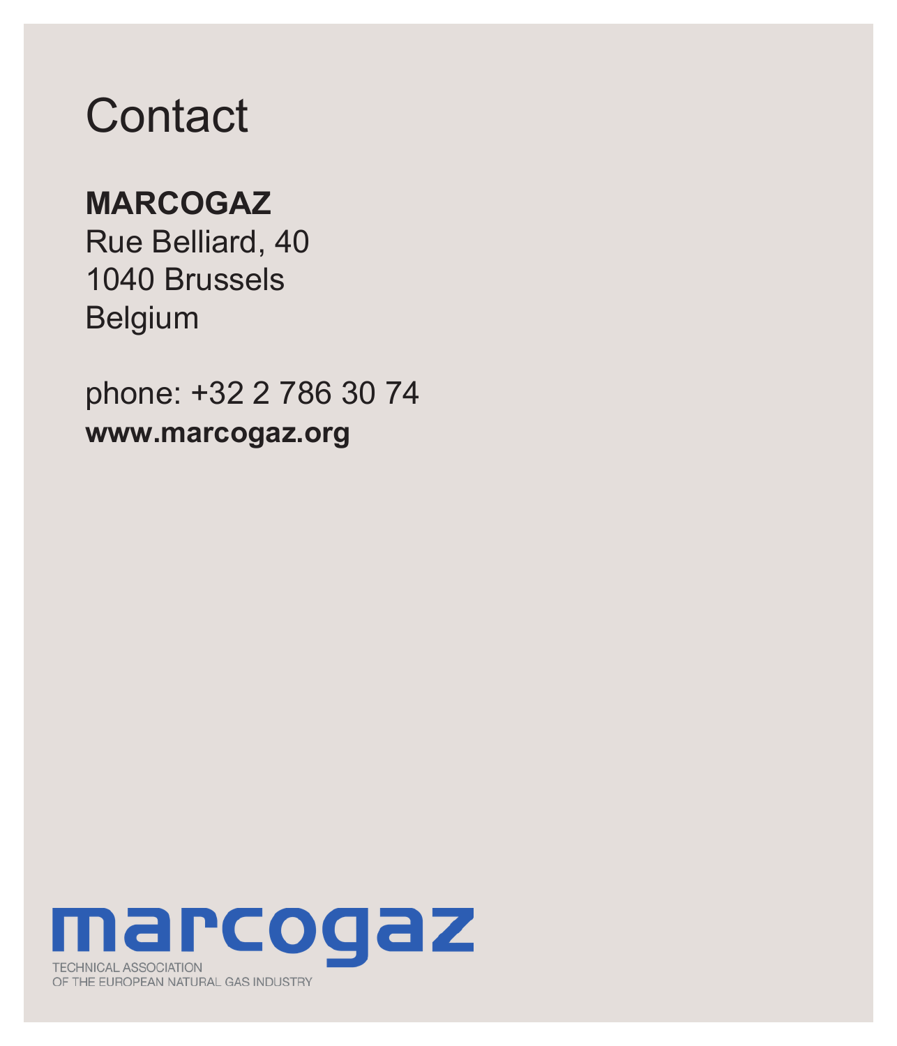# Contact

**MARCOGAZ**
Rue Belliard, 40
1040 Brussels
Belgium

phone: +32 2 786 30 74
**www.marcogaz.org**

marcogaz
TECHNICAL ASSOCIATION
OF THE EUROPEAN NATURAL GAS INDUSTRY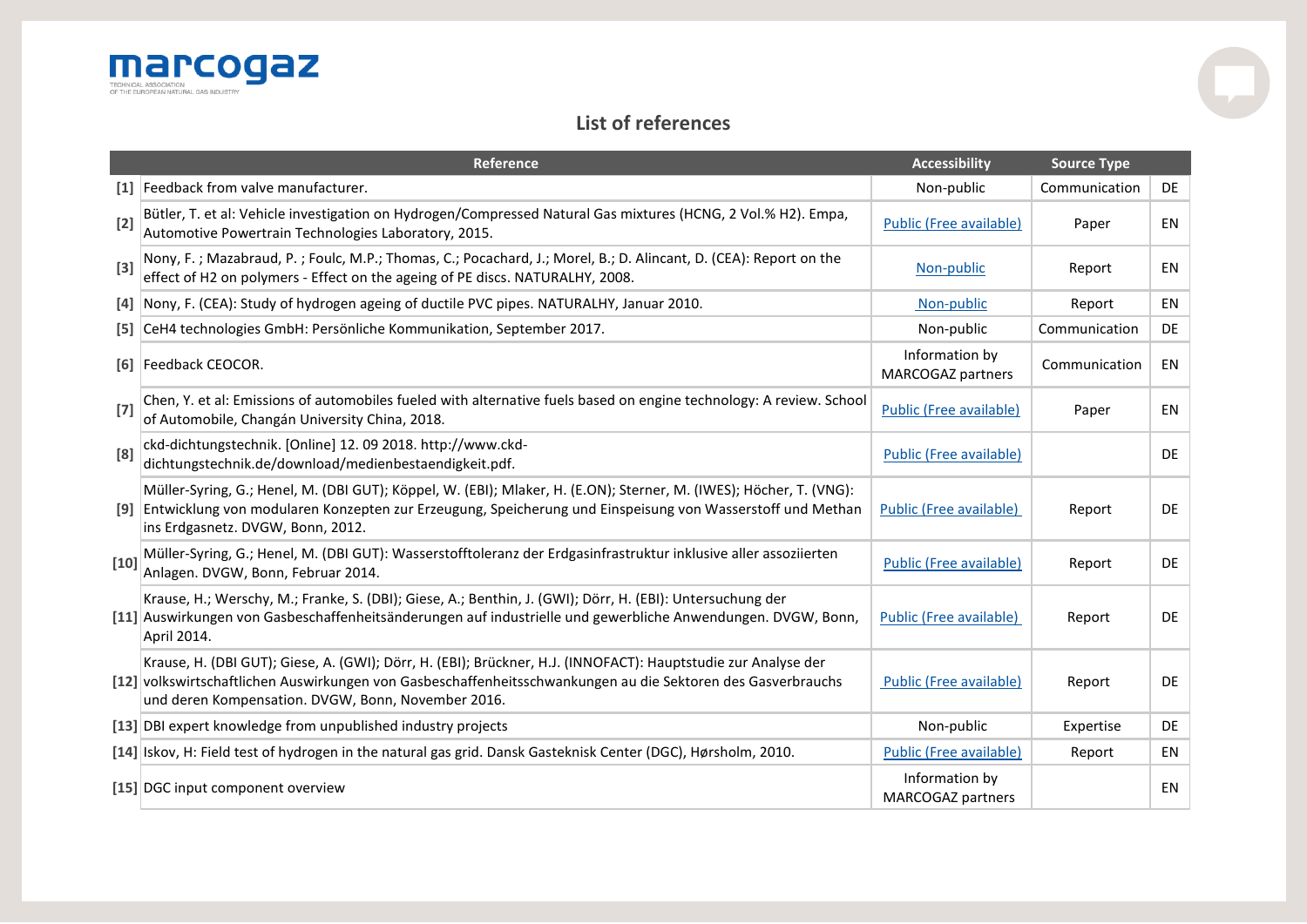# List of references

| | Reference | Accessibility | Source Type | |
|---|---|---|---|---|
| [1] | Feedback from valve manufacturer. | Non-public | Communication | DE |
| [2] | Bütler, T. et al: Vehicle investigation on Hydrogen/Compressed Natural Gas mixtures (HCNG, 2 Vol.% H2). Empa, Automotive Powertrain Technologies Laboratory, 2015. | Public (Free available) | Paper | EN |
| [3] | Nony, F. ; Mazabraud, P. ; Foulc, M.P.; Thomas, C.; Pocachard, J.; Morel, B.; D. Alincant, D. (CEA): Report on the effect of H2 on polymers - Effect on the ageing of PE discs. NATURALHY, 2008. | Non-public | Report | EN |
| [4] | Nony, F. (CEA): Study of hydrogen ageing of ductile PVC pipes. NATURALHY, Januar 2010. | Non-public | Report | EN |
| [5] | CeH4 technologies GmbH: Persönliche Kommunikation, September 2017. | Non-public | Communication | DE |
| [6] | Feedback CEOCOR. | Information by MARCOGAZ partners | Communication | EN |
| [7] | Chen, Y. et al: Emissions of automobiles fueled with alternative fuels based on engine technology: A review. School of Automobile, Changán University China, 2018. | Public (Free available) | Paper | EN |
| [8] | ckd-dichtungstechnik. [Online] 12. 09 2018. http://www.ckd-dichtungstechnik.de/download/medienbestaendigkeit.pdf. | Public (Free available) | | DE |
| [9] | Müller-Syring, G.; Henel, M. (DBI GUT); Köppel, W. (EBI); Mlaker, H. (E.ON); Sterner, M. (IWES); Höcher, T. (VNG): Entwicklung von modularen Konzepten zur Erzeugung, Speicherung und Einspeisung von Wasserstoff und Methan ins Erdgasnetz. DVGW, Bonn, 2012. | Public (Free available) | Report | DE |
| [10] | Müller-Syring, G.; Henel, M. (DBI GUT): Wasserstofftoleranz der Erdgasinfrastruktur inklusive aller assoziierten Anlagen. DVGW, Bonn, Februar 2014. | Public (Free available) | Report | DE |
| [11] | Krause, H.; Werschy, M.; Franke, S. (DBI); Giese, A.; Benthin, J. (GWI); Dörr, H. (EBI): Untersuchung der Auswirkungen von Gasbeschaffenheitsänderungen auf industrielle und gewerbliche Anwendungen. DVGW, Bonn, April 2014. | Public (Free available) | Report | DE |
| [12] | Krause, H. (DBI GUT); Giese, A. (GWI); Dörr, H. (EBI); Brückner, H.J. (INNOFACT): Hauptstudie zur Analyse der volkswirtschaftlichen Auswirkungen von Gasbeschaffenheitsschwankungen au die Sektoren des Gasverbrauchs und deren Kompensation. DVGW, Bonn, November 2016. | Public (Free available) | Report | DE |
| [13] | DBI expert knowledge from unpublished industry projects | Non-public | Expertise | DE |
| [14] | Iskov, H: Field test of hydrogen in the natural gas grid. Dansk Gasteknisk Center (DGC), Hørsholm, 2010. | Public (Free available) | Report | EN |
| [15] | DGC input component overview | Information by MARCOGAZ partners | | EN |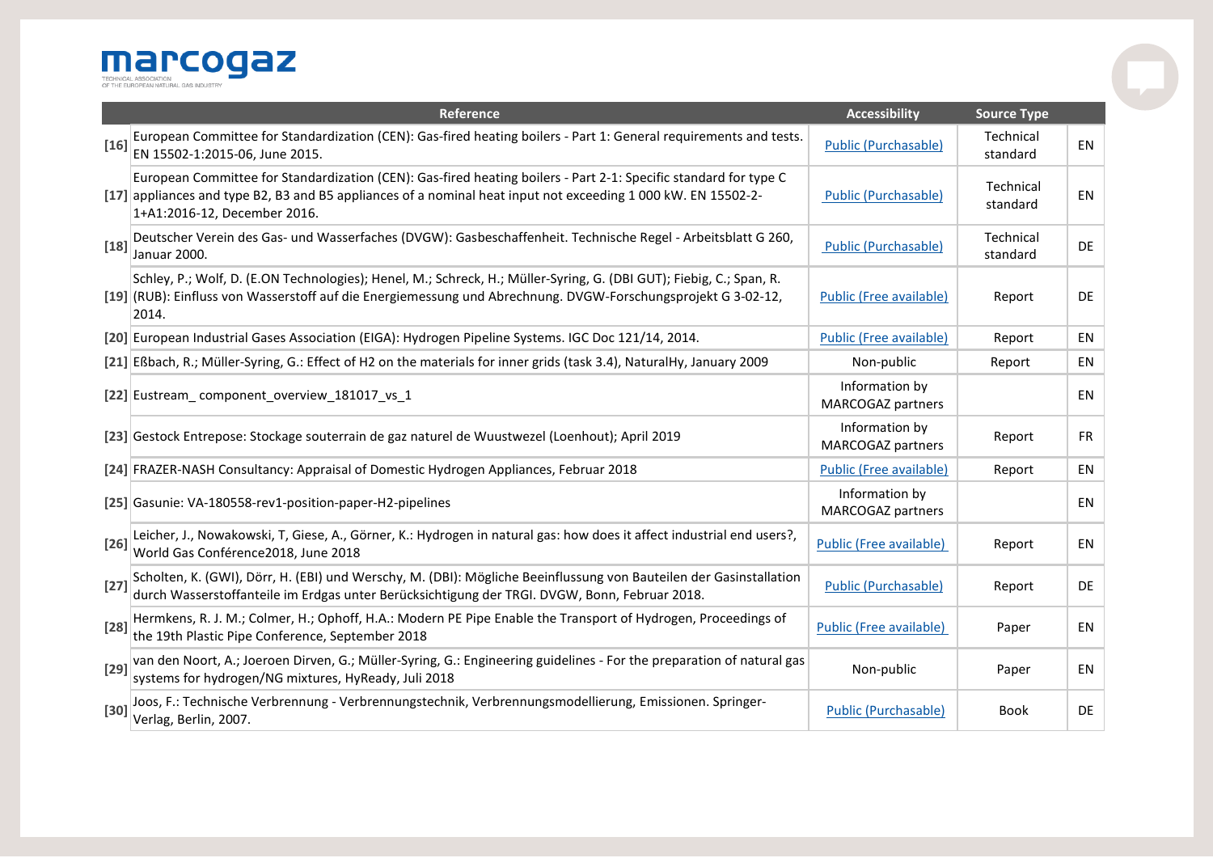| | Reference | Accessibility | Source Type | |
|---|---|---|---|---|
| [16] | European Committee for Standardization (CEN): Gas-fired heating boilers - Part 1: General requirements and tests. EN 15502-1:2015-06, June 2015. | Public (Purchasable) | Technical standard | EN |
| [17] | European Committee for Standardization (CEN): Gas-fired heating boilers - Part 2-1: Specific standard for type C appliances and type B2, B3 and B5 appliances of a nominal heat input not exceeding 1 000 kW. EN 15502-2-1+A1:2016-12, December 2016. | Public (Purchasable) | Technical standard | EN |
| [18] | Deutscher Verein des Gas- und Wasserfaches (DVGW): Gasbeschaffenheit. Technische Regel - Arbeitsblatt G 260, Januar 2000. | Public (Purchasable) | Technical standard | DE |
| [19] | Schley, P.; Wolf, D. (E.ON Technologies); Henel, M.; Schreck, H.; Müller-Syring, G. (DBI GUT); Fiebig, C.; Span, R. (RUB): Einfluss von Wasserstoff auf die Energiemessung und Abrechnung. DVGW-Forschungsprojekt G 3-02-12, 2014. | Public (Free available) | Report | DE |
| [20] | European Industrial Gases Association (EIGA): Hydrogen Pipeline Systems. IGC Doc 121/14, 2014. | Public (Free available) | Report | EN |
| [21] | Eßbach, R.; Müller-Syring, G.: Effect of H2 on the materials for inner grids (task 3.4), NaturalHy, January 2009 | Non-public | Report | EN |
| [22] | Eustream_ component_overview_181017_vs_1 | Information by MARCOGAZ partners | | EN |
| [23] | Gestock Entrepose: Stockage souterrain de gaz naturel de Wuustwezel (Loenhout); April 2019 | Information by MARCOGAZ partners | Report | FR |
| [24] | FRAZER-NASH Consultancy: Appraisal of Domestic Hydrogen Appliances, Februar 2018 | Public (Free available) | Report | EN |
| [25] | Gasunie: VA-180558-rev1-position-paper-H2-pipelines | Information by MARCOGAZ partners | | EN |
| [26] | Leicher, J., Nowakowski, T, Giese, A., Görner, K.: Hydrogen in natural gas: how does it affect industrial end users?, World Gas Conférence2018, June 2018 | Public (Free available) | Report | EN |
| [27] | Scholten, K. (GWI), Dörr, H. (EBI) und Werschy, M. (DBI): Mögliche Beeinflussung von Bauteilen der Gasinstallation durch Wasserstoffanteile im Erdgas unter Berücksichtigung der TRGI. DVGW, Bonn, Februar 2018. | Public (Purchasable) | Report | DE |
| [28] | Hermkens, R. J. M.; Colmer, H.; Ophoff, H.A.: Modern PE Pipe Enable the Transport of Hydrogen, Proceedings of the 19th Plastic Pipe Conference, September 2018 | Public (Free available) | Paper | EN |
| [29] | van den Noort, A.; Joeroen Dirven, G.; Müller-Syring, G.: Engineering guidelines - For the preparation of natural gas systems for hydrogen/NG mixtures, HyReady, Juli 2018 | Non-public | Paper | EN |
| [30] | Joos, F.: Technische Verbrennung - Verbrennungstechnik, Verbrennungsmodellierung, Emissionen. Springer-Verlag, Berlin, 2007. | Public (Purchasable) | Book | DE |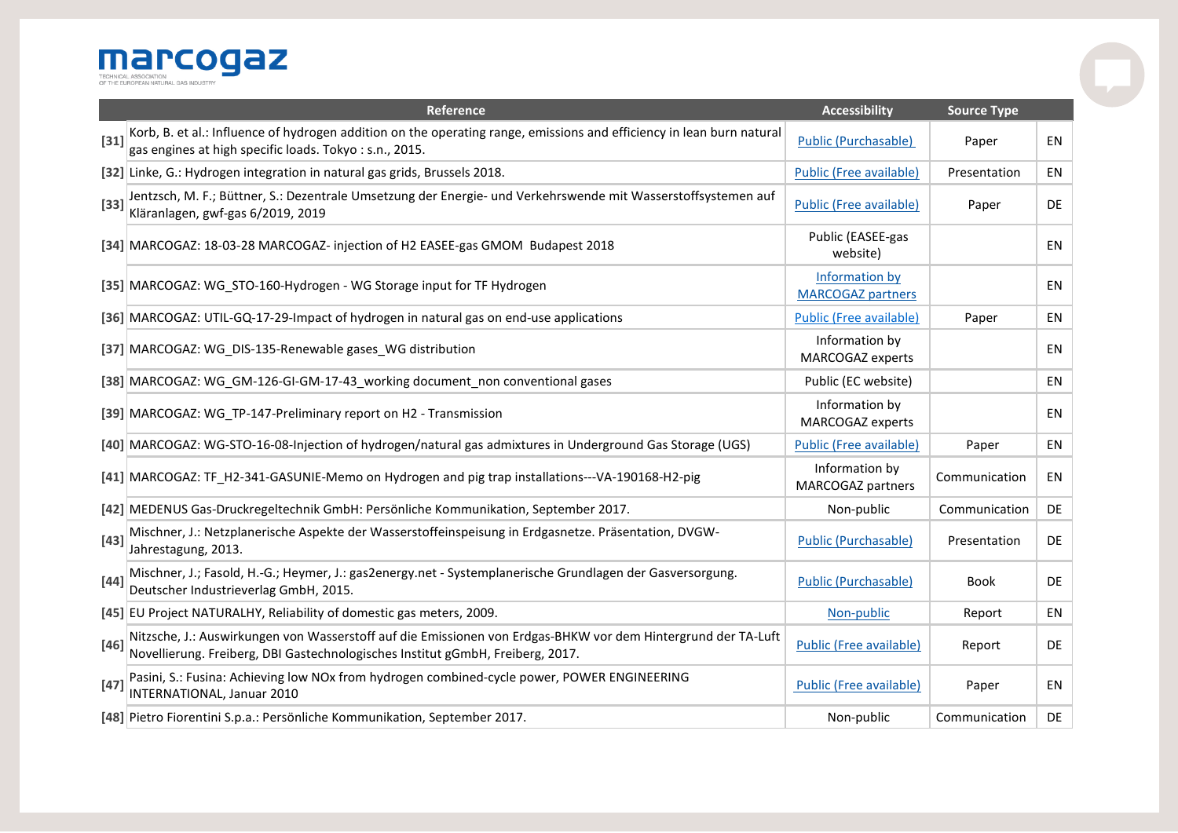| | Reference | Accessibility | Source Type | |
|---|---|---|---|---|
| [31] | Korb, B. et al.: Influence of hydrogen addition on the operating range, emissions and efficiency in lean burn natural gas engines at high specific loads. Tokyo : s.n., 2015. | Public (Purchasable) | Paper | EN |
| [32] | Linke, G.: Hydrogen integration in natural gas grids, Brussels 2018. | Public (Free available) | Presentation | EN |
| [33] | Jentzsch, M. F.; Büttner, S.: Dezentrale Umsetzung der Energie- und Verkehrswende mit Wasserstoffsystemen auf Kläranlagen, gwf-gas 6/2019, 2019 | Public (Free available) | Paper | DE |
| [34] | MARCOGAZ: 18-03-28 MARCOGAZ- injection of H2 EASEE-gas GMOM Budapest 2018 | Public (EASEE-gas website) | | EN |
| [35] | MARCOGAZ: WG_STO-160-Hydrogen - WG Storage input for TF Hydrogen | Information by MARCOGAZ partners | | EN |
| [36] | MARCOGAZ: UTIL-GQ-17-29-Impact of hydrogen in natural gas on end-use applications | Public (Free available) | Paper | EN |
| [37] | MARCOGAZ: WG_DIS-135-Renewable gases_WG distribution | Information by MARCOGAZ experts | | EN |
| [38] | MARCOGAZ: WG_GM-126-GI-GM-17-43_working document_non conventional gases | Public (EC website) | | EN |
| [39] | MARCOGAZ: WG_TP-147-Preliminary report on H2 - Transmission | Information by MARCOGAZ experts | | EN |
| [40] | MARCOGAZ: WG-STO-16-08-Injection of hydrogen/natural gas admixtures in Underground Gas Storage (UGS) | Public (Free available) | Paper | EN |
| [41] | MARCOGAZ: TF_H2-341-GASUNIE-Memo on Hydrogen and pig trap installations---VA-190168-H2-pig | Information by MARCOGAZ partners | Communication | EN |
| [42] | MEDENUS Gas-Druckregeltechnik GmbH: Persönliche Kommunikation, September 2017. | Non-public | Communication | DE |
| [43] | Mischner, J.: Netzplanerische Aspekte der Wasserstoffeinspeisung in Erdgasnetze. Präsentation, DVGW-Jahrestagung, 2013. | Public (Purchasable) | Presentation | DE |
| [44] | Mischner, J.; Fasold, H.-G.; Heymer, J.: gas2energy.net - Systemplanerische Grundlagen der Gasversorgung. Deutscher Industrieverlag GmbH, 2015. | Public (Purchasable) | Book | DE |
| [45] | EU Project NATURALHY, Reliability of domestic gas meters, 2009. | Non-public | Report | EN |
| [46] | Nitzsche, J.: Auswirkungen von Wasserstoff auf die Emissionen von Erdgas-BHKW vor dem Hintergrund der TA-Luft Novellierung. Freiberg, DBI Gastechnologisches Institut gGmbH, Freiberg, 2017. | Public (Free available) | Report | DE |
| [47] | Pasini, S.: Fusina: Achieving low NOx from hydrogen combined-cycle power, POWER ENGINEERING INTERNATIONAL, Januar 2010 | Public (Free available) | Paper | EN |
| [48] | Pietro Fiorentini S.p.a.: Persönliche Kommunikation, September 2017. | Non-public | Communication | DE |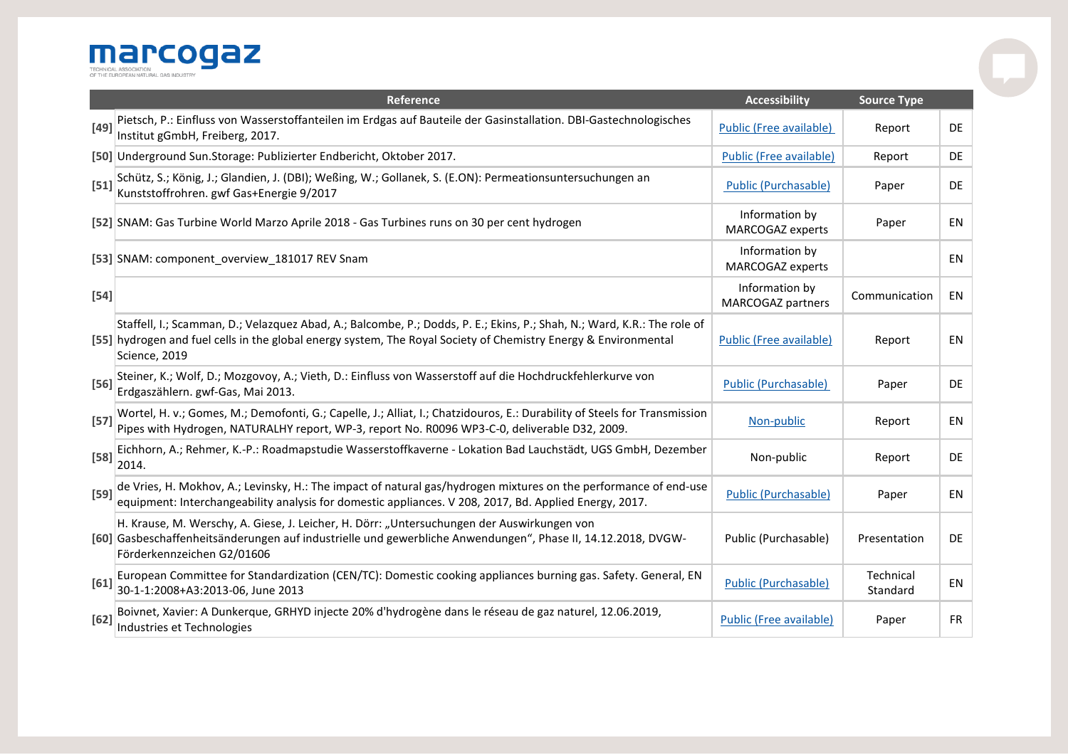| | Reference | Accessibility | Source Type | |
|---|---|---|---|---|
| [49] | Pietsch, P.: Einfluss von Wasserstoffanteilen im Erdgas auf Bauteile der Gasinstallation. DBI-Gastechnologisches Institut gGmbH, Freiberg, 2017. | Public (Free available) | Report | DE |
| [50] | Underground Sun.Storage: Publizierter Endbericht, Oktober 2017. | Public (Free available) | Report | DE |
| [51] | Schütz, S.; König, J.; Glandien, J. (DBI); Weßing, W.; Gollanek, S. (E.ON): Permeationsuntersuchungen an Kunststoffrohren. gwf Gas+Energie 9/2017 | Public (Purchasable) | Paper | DE |
| [52] | SNAM: Gas Turbine World Marzo Aprile 2018 - Gas Turbines runs on 30 per cent hydrogen | Information by MARCOGAZ experts | Paper | EN |
| [53] | SNAM: component_overview_181017 REV Snam | Information by MARCOGAZ experts | | EN |
| [54] | | Information by MARCOGAZ partners | Communication | EN |
| [55] | Staffell, I.; Scamman, D.; Velazquez Abad, A.; Balcombe, P.; Dodds, P. E.; Ekins, P.; Shah, N.; Ward, K.R.: The role of hydrogen and fuel cells in the global energy system, The Royal Society of Chemistry Energy & Environmental Science, 2019 | Public (Free available) | Report | EN |
| [56] | Steiner, K.; Wolf, D.; Mozgovoy, A.; Vieth, D.: Einfluss von Wasserstoff auf die Hochdruckfehlerkurve von Erdgaszählern. gwf-Gas, Mai 2013. | Public (Purchasable) | Paper | DE |
| [57] | Wortel, H. v.; Gomes, M.; Demofonti, G.; Capelle, J.; Alliat, I.; Chatzidouros, E.: Durability of Steels for Transmission Pipes with Hydrogen, NATURALHY report, WP-3, report No. R0096 WP3-C-0, deliverable D32, 2009. | Non-public | Report | EN |
| [58] | Eichhorn, A.; Rehmer, K.-P.: Roadmapstudie Wasserstoffkaverne - Lokation Bad Lauchstädt, UGS GmbH, Dezember 2014. | Non-public | Report | DE |
| [59] | de Vries, H. Mokhov, A.; Levinsky, H.: The impact of natural gas/hydrogen mixtures on the performance of end-use equipment: Interchangeability analysis for domestic appliances. V 208, 2017, Bd. Applied Energy, 2017. | Public (Purchasable) | Paper | EN |
| [60] | H. Krause, M. Werschy, A. Giese, J. Leicher, H. Dörr: „Untersuchungen der Auswirkungen von Gasbeschaffenheitsänderungen auf industrielle und gewerbliche Anwendungen“, Phase II, 14.12.2018, DVGW-Förderkennzeichen G2/01606 | Public (Purchasable) | Presentation | DE |
| [61] | European Committee for Standardization (CEN/TC): Domestic cooking appliances burning gas. Safety. General, EN 30-1-1:2008+A3:2013-06, June 2013 | Public (Purchasable) | Technical Standard | EN |
| [62] | Boivnet, Xavier: A Dunkerque, GRHYD injecte 20% d'hydrogène dans le réseau de gaz naturel, 12.06.2019, Industries et Technologies | Public (Free available) | Paper | FR |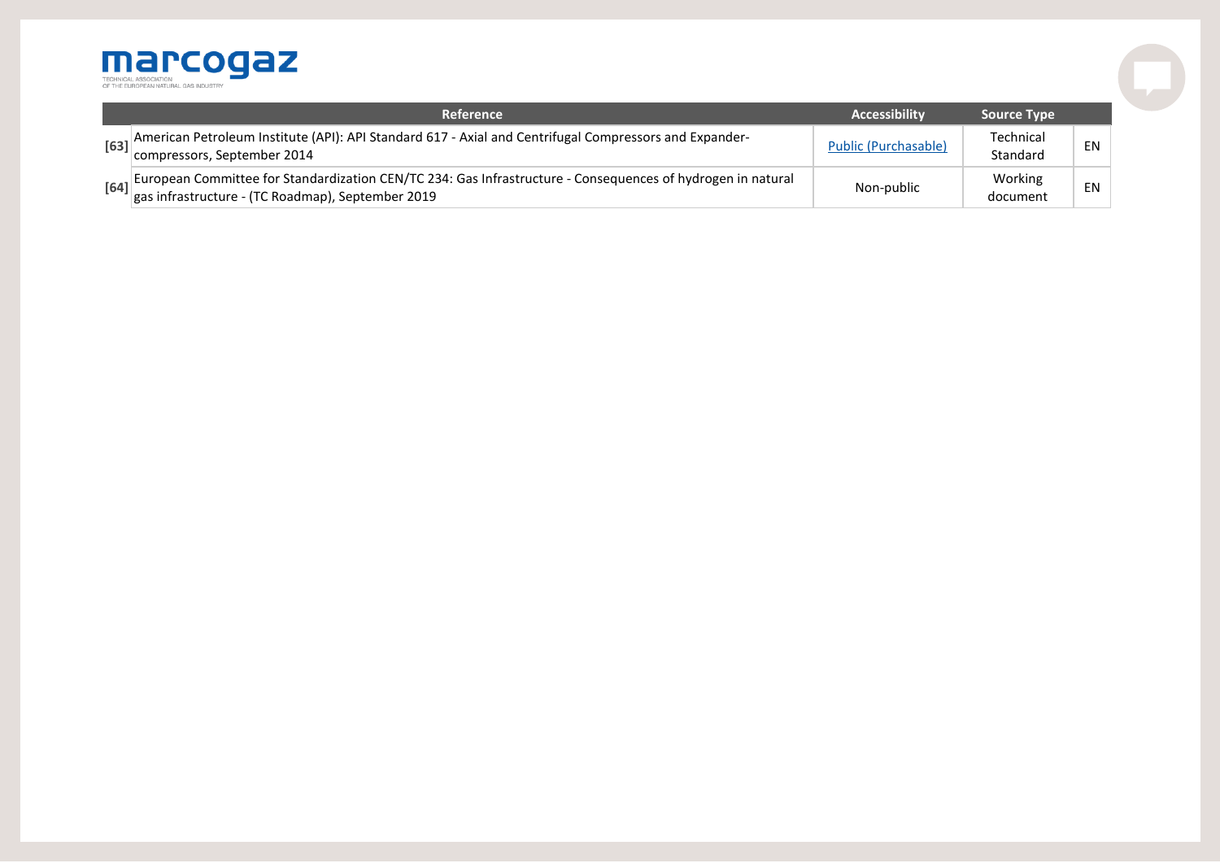| | Reference | Accessibility | Source Type | |
|---|---|---|---|---|
| [63] | American Petroleum Institute (API): API Standard 617 - Axial and Centrifugal Compressors and Expander-compressors, September 2014 | Public (Purchasable) | Technical Standard | EN |
| [64] | European Committee for Standardization CEN/TC 234: Gas Infrastructure - Consequences of hydrogen in natural gas infrastructure - (TC Roadmap), September 2019 | Non-public | Working document | EN |